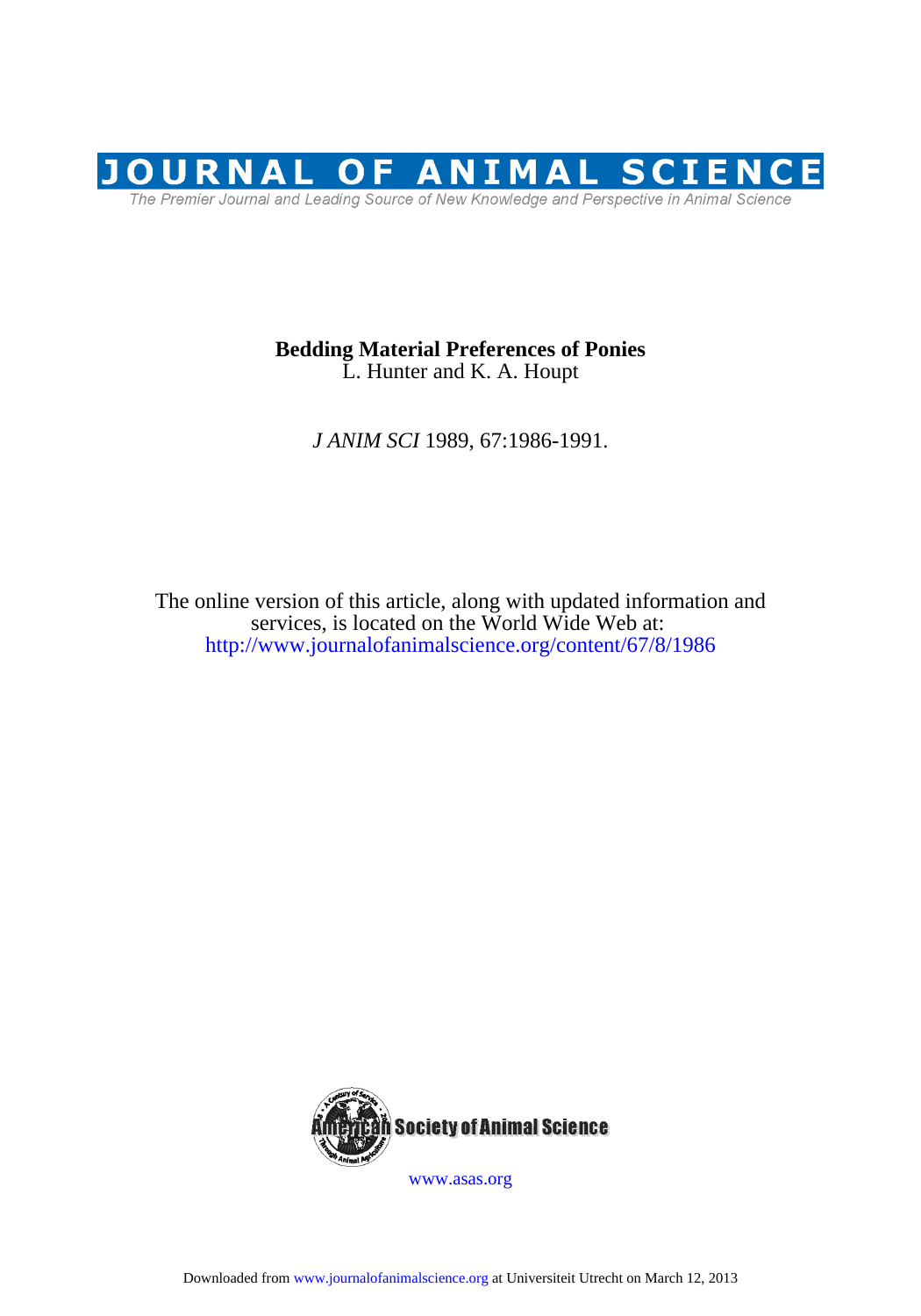# JOURNAL OF ANIMAL SCIENCE

The Premier Journal and Leading Source of New Knowledge and Perspective in Animal Science

**Bedding Material Preferences of Ponies**

L. Hunter and K. A. Houpt

*J ANIM SCI* 1989, 67:1986-1991.

The online version of this article, along with updated information and services, is located on the World Wide Web at:
http://www.journalofanimalscience.org/content/67/8/1986

American Society of Animal Science

www.asas.org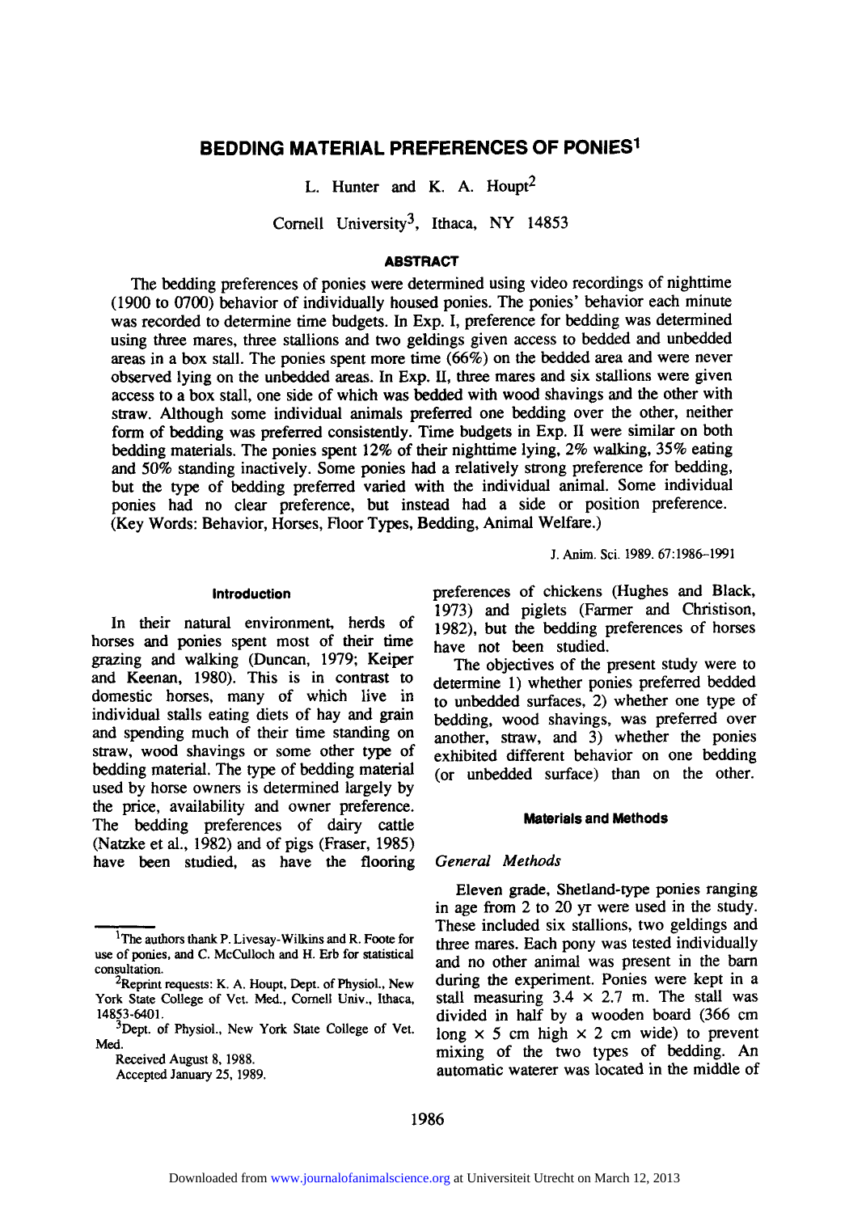**BEDDING MATERIAL PREFERENCES OF PONIES[1]**

L. Hunter and K. A. Houpt[2]

Cornell University[3], Ithaca, NY 14853

## ABSTRACT

The bedding preferences of ponies were determined using video recordings of nighttime (1900 to 0700) behavior of individually housed ponies. The ponies' behavior each minute was recorded to determine time budgets. In Exp. I, preference for bedding was determined using three mares, three stallions and two geldings given access to bedded and unbedded areas in a box stall. The ponies spent more time (66%) on the bedded area and were never observed lying on the unbedded areas. In Exp. II, three mares and six stallions were given access to a box stall, one side of which was bedded with wood shavings and the other with straw. Although some individual animals preferred one bedding over the other, neither form of bedding was preferred consistently. Time budgets in Exp. II were similar on both bedding materials. The ponies spent 12% of their nighttime lying, 2% walking, 35% eating and 50% standing inactively. Some ponies had a relatively strong preference for bedding, but the type of bedding preferred varied with the individual animal. Some individual ponies had no clear preference, but instead had a side or position preference. (Key Words: Behavior, Horses, Floor Types, Bedding, Animal Welfare.)

J. Anim. Sci. 1989. 67:1986–1991

## Introduction

In their natural environment, herds of horses and ponies spent most of their time grazing and walking (Duncan, 1979; Keiper and Keenan, 1980). This is in contrast to domestic horses, many of which live in individual stalls eating diets of hay and grain and spending much of their time standing on straw, wood shavings or some other type of bedding material. The type of bedding material used by horse owners is determined largely by the price, availability and owner preference. The bedding preferences of dairy cattle (Natzke et al., 1982) and of pigs (Fraser, 1985) have been studied, as have the flooring preferences of chickens (Hughes and Black, 1973) and piglets (Farmer and Christison, 1982), but the bedding preferences of horses have not been studied.

The objectives of the present study were to determine 1) whether ponies preferred bedded to unbedded surfaces, 2) whether one type of bedding, wood shavings, was preferred over another, straw, and 3) whether the ponies exhibited different behavior on one bedding (or unbedded surface) than on the other.

## Materials and Methods

### *General Methods*

Eleven grade, Shetland-type ponies ranging in age from 2 to 20 yr were used in the study. These included six stallions, two geldings and three mares. Each pony was tested individually and no other animal was present in the barn during the experiment. Ponies were kept in a stall measuring 3.4 × 2.7 m. The stall was divided in half by a wooden board (366 cm long × 5 cm high × 2 cm wide) to prevent mixing of the two types of bedding. An automatic waterer was located in the middle of

---

[1]The authors thank P. Livesay-Wilkins and R. Foote for use of ponies, and C. McCulloch and H. Erb for statistical consultation.

[2]Reprint requests: K. A. Houpt, Dept. of Physiol., New York State College of Vet. Med., Cornell Univ., Ithaca, 14853-6401.

[3]Dept. of Physiol., New York State College of Vet. Med.

Received August 8, 1988.

Accepted January 25, 1989.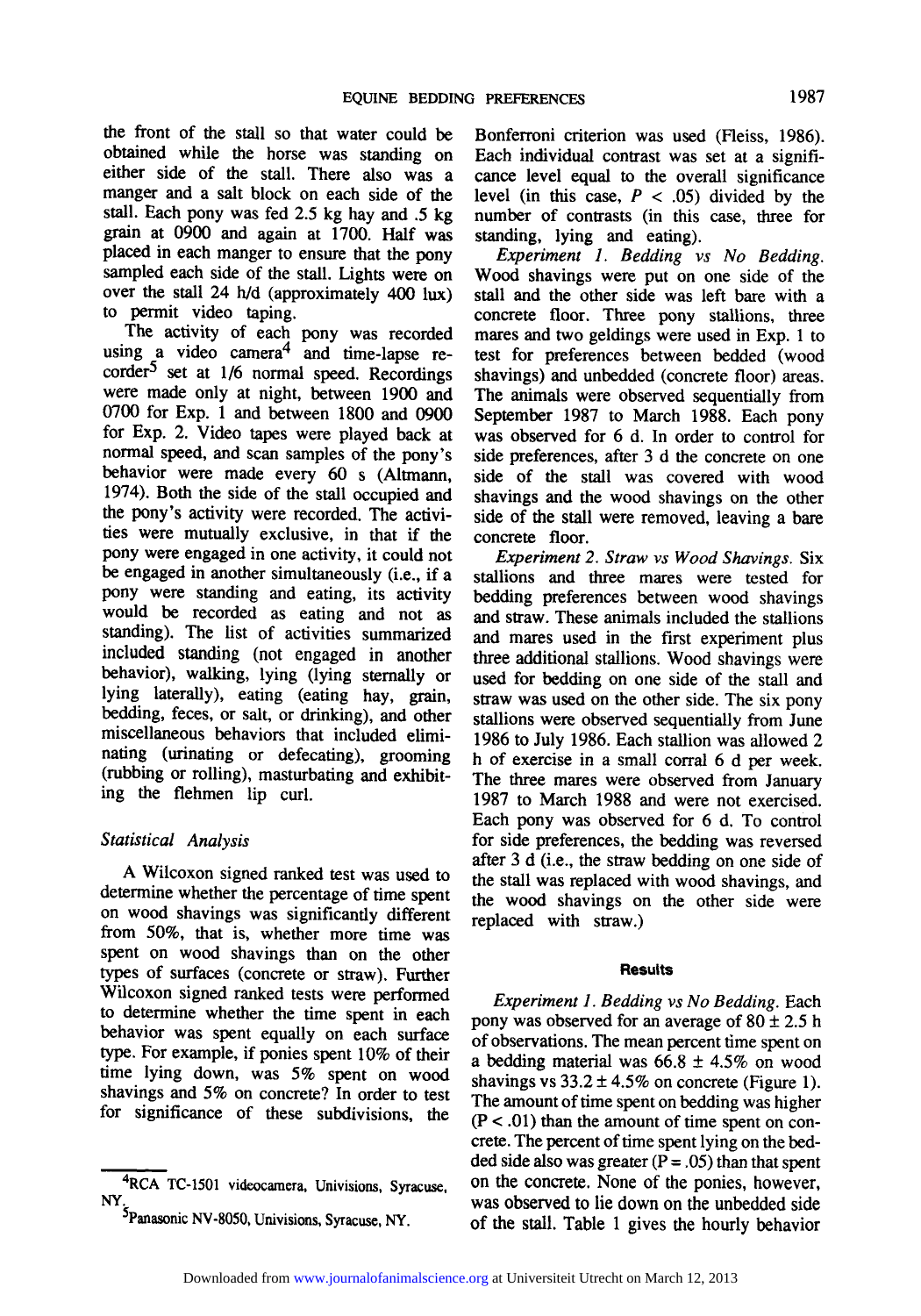the front of the stall so that water could be obtained while the horse was standing on either side of the stall. There also was a manger and a salt block on each side of the stall. Each pony was fed 2.5 kg hay and .5 kg grain at 0900 and again at 1700. Half was placed in each manger to ensure that the pony sampled each side of the stall. Lights were on over the stall 24 h/d (approximately 400 lux) to permit video taping.

The activity of each pony was recorded using a video camera[4] and time-lapse recorder[5] set at 1/6 normal speed. Recordings were made only at night, between 1900 and 0700 for Exp. 1 and between 1800 and 0900 for Exp. 2. Video tapes were played back at normal speed, and scan samples of the pony's behavior were made every 60 s (Altmann, 1974). Both the side of the stall occupied and the pony's activity were recorded. The activities were mutually exclusive, in that if the pony were engaged in one activity, it could not be engaged in another simultaneously (i.e., if a pony were standing and eating, its activity would be recorded as eating and not as standing). The list of activities summarized included standing (not engaged in another behavior), walking, lying (lying sternally or lying laterally), eating (eating hay, grain, bedding, feces, or salt, or drinking), and other miscellaneous behaviors that included eliminating (urinating or defecating), grooming (rubbing or rolling), masturbating and exhibiting the flehmen lip curl.

### Statistical Analysis

A Wilcoxon signed ranked test was used to determine whether the percentage of time spent on wood shavings was significantly different from 50%, that is, whether more time was spent on wood shavings than on the other types of surfaces (concrete or straw). Further Wilcoxon signed ranked tests were performed to determine whether the time spent in each behavior was spent equally on each surface type. For example, if ponies spent 10% of their time lying down, was 5% spent on wood shavings and 5% on concrete? In order to test for significance of these subdivisions, the Bonferroni criterion was used (Fleiss, 1986). Each individual contrast was set at a significance level equal to the overall significance level (in this case, $P < .05$) divided by the number of contrasts (in this case, three for standing, lying and eating).

*Experiment 1. Bedding vs No Bedding.* Wood shavings were put on one side of the stall and the other side was left bare with a concrete floor. Three pony stallions, three mares and two geldings were used in Exp. 1 to test for preferences between bedded (wood shavings) and unbedded (concrete floor) areas. The animals were observed sequentially from September 1987 to March 1988. Each pony was observed for 6 d. In order to control for side preferences, after 3 d the concrete on one side of the stall was covered with wood shavings and the wood shavings on the other side of the stall were removed, leaving a bare concrete floor.

*Experiment 2. Straw vs Wood Shavings.* Six stallions and three mares were tested for bedding preferences between wood shavings and straw. These animals included the stallions and mares used in the first experiment plus three additional stallions. Wood shavings were used for bedding on one side of the stall and straw was used on the other side. The six pony stallions were observed sequentially from June 1986 to July 1986. Each stallion was allowed 2 h of exercise in a small corral 6 d per week. The three mares were observed from January 1987 to March 1988 and were not exercised. Each pony was observed for 6 d. To control for side preferences, the bedding was reversed after 3 d (i.e., the straw bedding on one side of the stall was replaced with wood shavings, and the wood shavings on the other side were replaced with straw.)

## Results

*Experiment 1. Bedding vs No Bedding.* Each pony was observed for an average of $80 \pm 2.5$ h of observations. The mean percent time spent on a bedding material was $66.8 \pm 4.5\%$ on wood shavings vs $33.2 \pm 4.5\%$ on concrete (Figure 1). The amount of time spent on bedding was higher ($P < .01$) than the amount of time spent on concrete. The percent of time spent lying on the bedded side also was greater ($P = .05$) than that spent on the concrete. None of the ponies, however, was observed to lie down on the unbedded side of the stall. Table 1 gives the hourly behavior

[4]RCA TC-1501 videocamera, Univisions, Syracuse, NY.

[5]Panasonic NV-8050, Univisions, Syracuse, NY.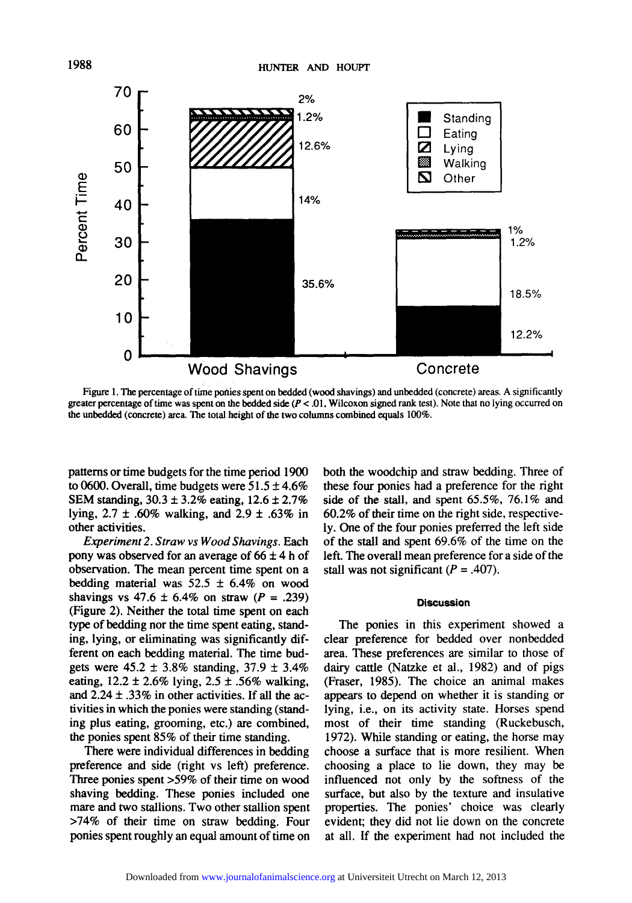Figure 1. The percentage of time ponies spent on bedded (wood shavings) and unbedded (concrete) areas. A significantly greater percentage of time was spent on the bedded side ($P < .01$, Wilcoxon signed rank test). Note that no lying occurred on the unbedded (concrete) area. The total height of the two columns combined equals 100%.

patterns or time budgets for the time period 1900 to 0600. Overall, time budgets were 51.5 ± 4.6% SEM standing, 30.3 ± 3.2% eating, 12.6 ± 2.7% lying, 2.7 ± .60% walking, and 2.9 ± .63% in other activities.

*Experiment 2. Straw vs Wood Shavings.* Each pony was observed for an average of 66 ± 4 h of observation. The mean percent time spent on a bedding material was 52.5 ± 6.4% on wood shavings vs 47.6 ± 6.4% on straw ($P = .239$) (Figure 2). Neither the total time spent on each type of bedding nor the time spent eating, standing, lying, or eliminating was significantly different on each bedding material. The time budgets were 45.2 ± 3.8% standing, 37.9 ± 3.4% eating, 12.2 ± 2.6% lying, 2.5 ± .56% walking, and 2.24 ± .33% in other activities. If all the activities in which the ponies were standing (standing plus eating, grooming, etc.) are combined, the ponies spent 85% of their time standing.

There were individual differences in bedding preference and side (right vs left) preference. Three ponies spent >59% of their time on wood shaving bedding. These ponies included one mare and two stallions. Two other stallion spent >74% of their time on straw bedding. Four ponies spent roughly an equal amount of time on both the woodchip and straw bedding. Three of these four ponies had a preference for the right side of the stall, and spent 65.5%, 76.1% and 60.2% of their time on the right side, respectively. One of the four ponies preferred the left side of the stall and spent 69.6% of the time on the left. The overall mean preference for a side of the stall was not significant ($P = .407$).

## Discussion

The ponies in this experiment showed a clear preference for bedded over nonbedded area. These preferences are similar to those of dairy cattle (Natzke et al., 1982) and of pigs (Fraser, 1985). The choice an animal makes appears to depend on whether it is standing or lying, i.e., on its activity state. Horses spend most of their time standing (Ruckebusch, 1972). While standing or eating, the horse may choose a surface that is more resilient. When choosing a place to lie down, they may be influenced not only by the softness of the surface, but also by the texture and insulative properties. The ponies' choice was clearly evident; they did not lie down on the concrete at all. If the experiment had not included the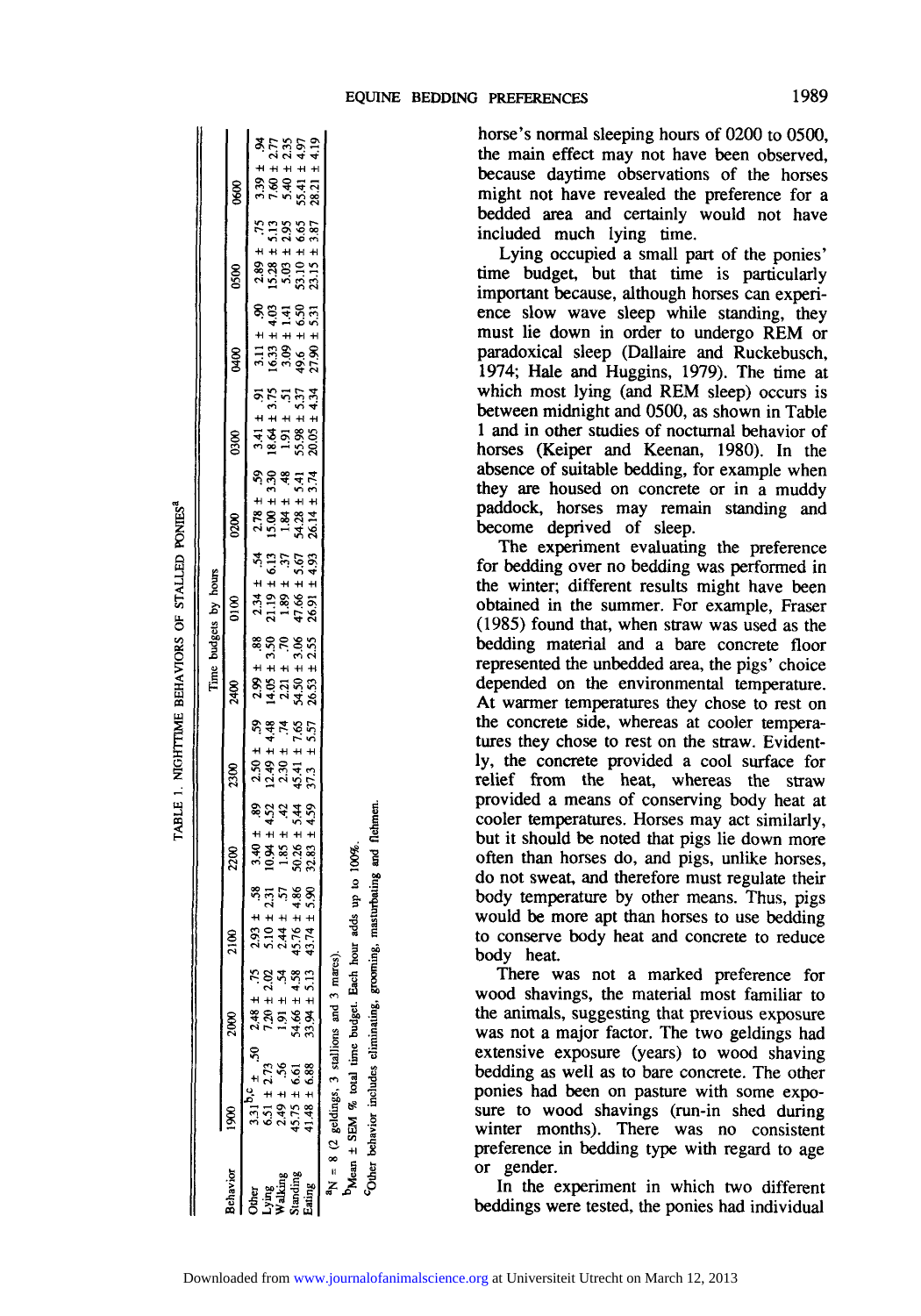TABLE 1. NIGHTTIME BEHAVIORS OF STALLED PONIES[a]

| Behavior | Time budgets by hours | | | | | | | | | | | |
|---|---|---|---|---|---|---|---|---|---|---|---|---|
| | 1900 | 2000 | 2100 | 2200 | 2300 | 2400 | 0100 | 0200 | 0300 | 0400 | 0500 | 0600 |
| Other | 3.31[b,c] ± .50 | 2.48 ± .75 | 2.93 ± .58 | 3.40 ± .89 | 2.50 ± .59 | 2.99 ± .88 | 2.34 ± .54 | 2.78 ± .59 | 3.41 ± .91 | 3.11 ± .90 | 2.89 ± .75 | 3.39 ± .94 |
| Lying | 6.51 ± 2.73 | 7.20 ± 2.02 | 5.10 ± 2.31 | 10.94 ± 4.52 | 12.49 ± 4.48 | 14.05 ± 3.50 | 21.19 ± 6.13 | 15.00 ± 3.30 | 18.64 ± 3.75 | 16.33 ± 4.03 | 15.28 ± 5.13 | 7.60 ± 2.77 |
| Walking | 2.49 ± .56 | 1.91 ± .54 | 2.44 ± .57 | 1.85 ± .42 | 2.30 ± .74 | 2.21 ± .70 | 1.89 ± .37 | 1.84 ± .48 | 1.91 ± .51 | 3.09 ± 1.41 | 5.03 ± 2.95 | 5.40 ± 2.35 |
| Standing | 45.75 ± 6.61 | 54.66 ± 4.58 | 45.76 ± 4.86 | 50.26 ± 5.44 | 45.41 ± 7.65 | 54.50 ± 3.06 | 47.66 ± 5.67 | 54.28 ± 5.41 | 55.98 ± 5.37 | 49.6 ± 6.50 | 53.10 ± 6.65 | 55.41 ± 4.97 |
| Eating | 41.48 ± 6.88 | 33.94 ± 5.13 | 43.74 ± 5.90 | 32.83 ± 4.59 | 37.3 ± 5.57 | 26.53 ± 2.55 | 26.91 ± 4.93 | 26.14 ± 3.74 | 20.05 ± 4.34 | 27.90 ± 5.31 | 23.15 ± 3.87 | 28.21 ± 4.19 |

[a]N = 8 (2 geldings, 3 stallions and 3 mares).

[b]Mean ± SEM % total time budget. Each hour adds up to 100%.

[c]Other behavior includes eliminating, grooming, masturbating and flehmen.

horse's normal sleeping hours of 0200 to 0500, the main effect may not have been observed, because daytime observations of the horses might not have revealed the preference for a bedded area and certainly would not have included much lying time.

Lying occupied a small part of the ponies' time budget, but that time is particularly important because, although horses can experience slow wave sleep while standing, they must lie down in order to undergo REM or paradoxical sleep (Dallaire and Ruckebusch, 1974; Hale and Huggins, 1979). The time at which most lying (and REM sleep) occurs is between midnight and 0500, as shown in Table 1 and in other studies of nocturnal behavior of horses (Keiper and Keenan, 1980). In the absence of suitable bedding, for example when they are housed on concrete or in a muddy paddock, horses may remain standing and become deprived of sleep.

The experiment evaluating the preference for bedding over no bedding was performed in the winter; different results might have been obtained in the summer. For example, Fraser (1985) found that, when straw was used as the bedding material and a bare concrete floor represented the unbedded area, the pigs' choice depended on the environmental temperature. At warmer temperatures they chose to rest on the concrete side, whereas at cooler temperatures they chose to rest on the straw. Evidently, the concrete provided a cool surface for relief from the heat, whereas the straw provided a means of conserving body heat at cooler temperatures. Horses may act similarly, but it should be noted that pigs lie down more often than horses do, and pigs, unlike horses, do not sweat, and therefore must regulate their body temperature by other means. Thus, pigs would be more apt than horses to use bedding to conserve body heat and concrete to reduce body heat.

There was not a marked preference for wood shavings, the material most familiar to the animals, suggesting that previous exposure was not a major factor. The two geldings had extensive exposure (years) to wood shaving bedding as well as to bare concrete. The other ponies had been on pasture with some exposure to wood shavings (run-in shed during winter months). There was no consistent preference in bedding type with regard to age or gender.

In the experiment in which two different beddings were tested, the ponies had individual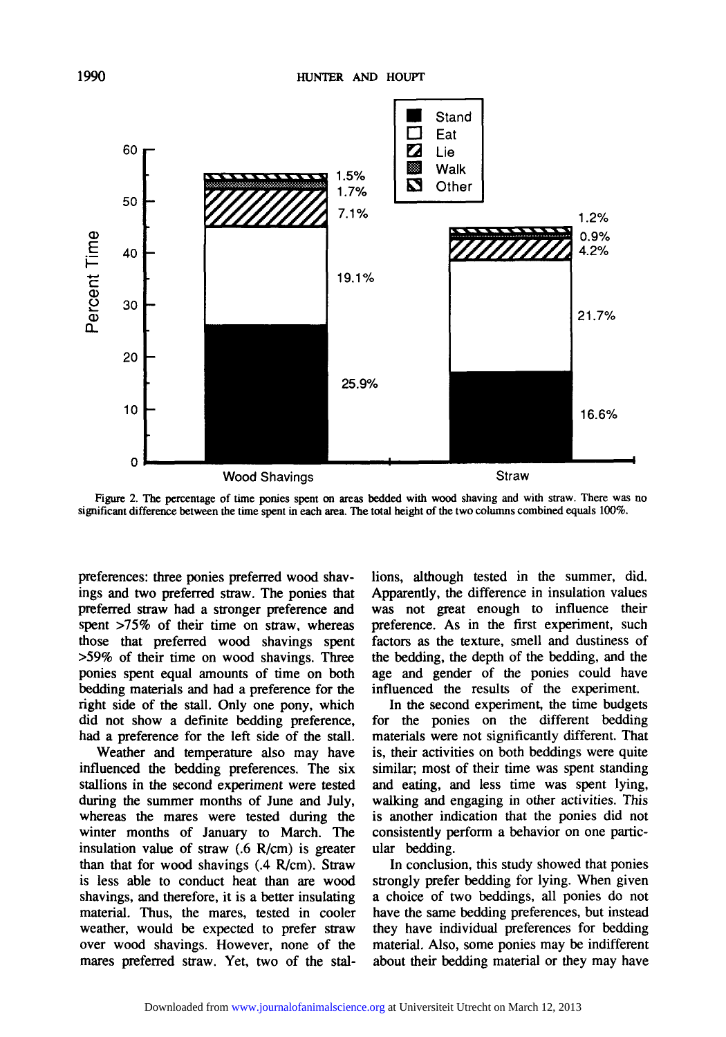Figure 2. The percentage of time ponies spent on areas bedded with wood shaving and with straw. There was no significant difference between the time spent in each area. The total height of the two columns combined equals 100%.

preferences: three ponies preferred wood shavings and two preferred straw. The ponies that preferred straw had a stronger preference and spent >75% of their time on straw, whereas those that preferred wood shavings spent >59% of their time on wood shavings. Three ponies spent equal amounts of time on both bedding materials and had a preference for the right side of the stall. Only one pony, which did not show a definite bedding preference, had a preference for the left side of the stall.

Weather and temperature also may have influenced the bedding preferences. The six stallions in the second experiment were tested during the summer months of June and July, whereas the mares were tested during the winter months of January to March. The insulation value of straw (.6 R/cm) is greater than that for wood shavings (.4 R/cm). Straw is less able to conduct heat than are wood shavings, and therefore, it is a better insulating material. Thus, the mares, tested in cooler weather, would be expected to prefer straw over wood shavings. However, none of the mares preferred straw. Yet, two of the stallions, although tested in the summer, did. Apparently, the difference in insulation values was not great enough to influence their preference. As in the first experiment, such factors as the texture, smell and dustiness of the bedding, the depth of the bedding, and the age and gender of the ponies could have influenced the results of the experiment.

In the second experiment, the time budgets for the ponies on the different bedding materials were not significantly different. That is, their activities on both beddings were quite similar; most of their time was spent standing and eating, and less time was spent lying, walking and engaging in other activities. This is another indication that the ponies did not consistently perform a behavior on one particular bedding.

In conclusion, this study showed that ponies strongly prefer bedding for lying. When given a choice of two beddings, all ponies do not have the same bedding preferences, but instead they have individual preferences for bedding material. Also, some ponies may be indifferent about their bedding material or they may have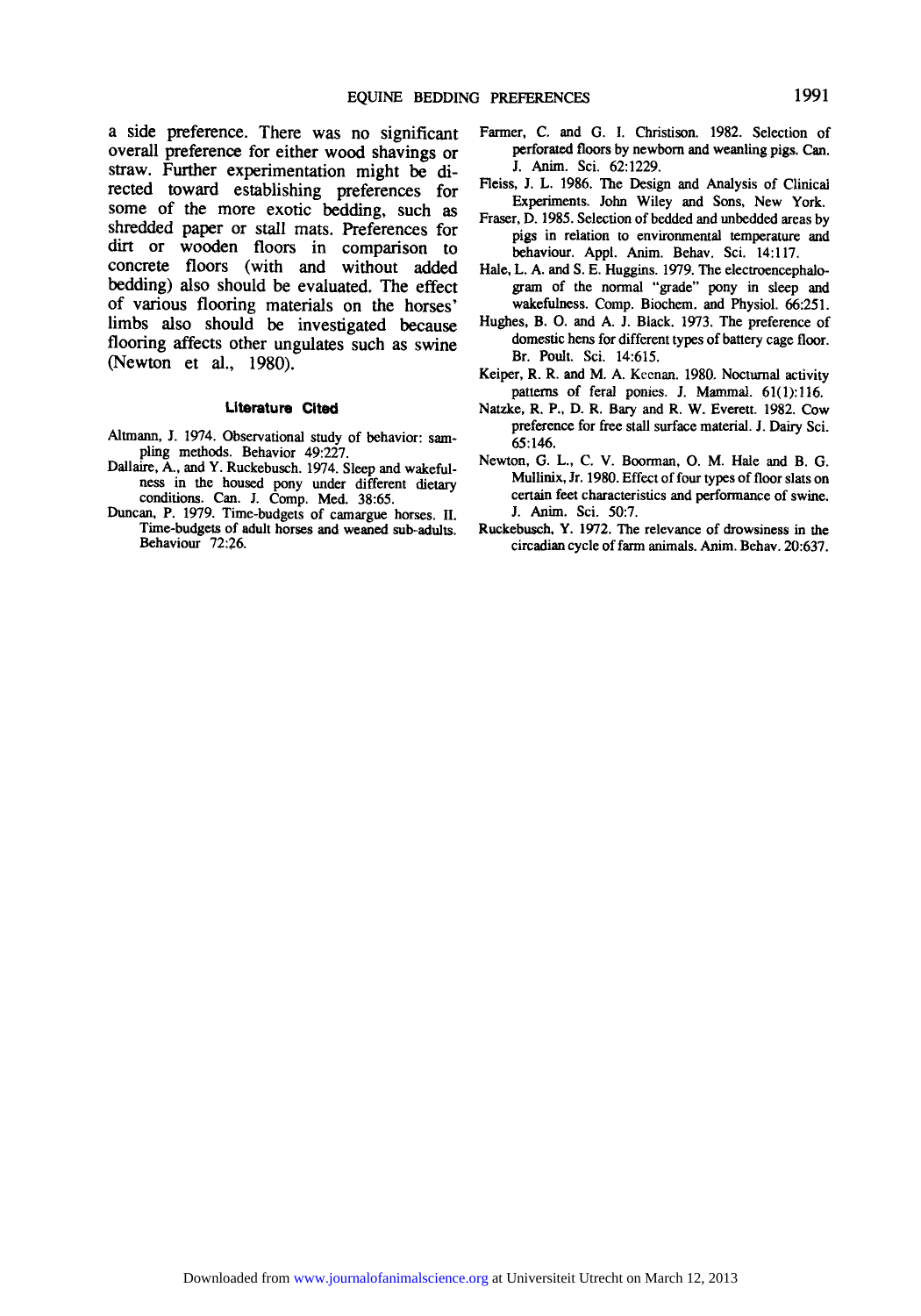a side preference. There was no significant overall preference for either wood shavings or straw. Further experimentation might be directed toward establishing preferences for some of the more exotic bedding, such as shredded paper or stall mats. Preferences for dirt or wooden floors in comparison to concrete floors (with and without added bedding) also should be evaluated. The effect of various flooring materials on the horses' limbs also should be investigated because flooring affects other ungulates such as swine (Newton et al., 1980).

## Literature Cited

Altmann, J. 1974. Observational study of behavior: sampling methods. Behavior 49:227.

Dallaire, A., and Y. Ruckebusch. 1974. Sleep and wakefulness in the housed pony under different dietary conditions. Can. J. Comp. Med. 38:65.

Duncan, P. 1979. Time-budgets of camargue horses. II. Time-budgets of adult horses and weaned sub-adults. Behaviour 72:26.

Farmer, C. and G. I. Christison. 1982. Selection of perforated floors by newborn and weanling pigs. Can. J. Anim. Sci. 62:1229.

Fleiss, J. L. 1986. The Design and Analysis of Clinical Experiments. John Wiley and Sons, New York.

Fraser, D. 1985. Selection of bedded and unbedded areas by pigs in relation to environmental temperature and behaviour. Appl. Anim. Behav. Sci. 14:117.

Hale, L. A. and S. E. Huggins. 1979. The electroencephalogram of the normal "grade" pony in sleep and wakefulness. Comp. Biochem. and Physiol. 66:251.

Hughes, B. O. and A. J. Black. 1973. The preference of domestic hens for different types of battery cage floor. Br. Poult. Sci. 14:615.

Keiper, R. R. and M. A. Keenan. 1980. Nocturnal activity patterns of feral ponies. J. Mammal. 61(1):116.

Natzke, R. P., D. R. Bary and R. W. Everett. 1982. Cow preference for free stall surface material. J. Dairy Sci. 65:146.

Newton, G. L., C. V. Boorman, O. M. Hale and B. G. Mullinix, Jr. 1980. Effect of four types of floor slats on certain feet characteristics and performance of swine. J. Anim. Sci. 50:7.

Ruckebusch, Y. 1972. The relevance of drowsiness in the circadian cycle of farm animals. Anim. Behav. 20:637.